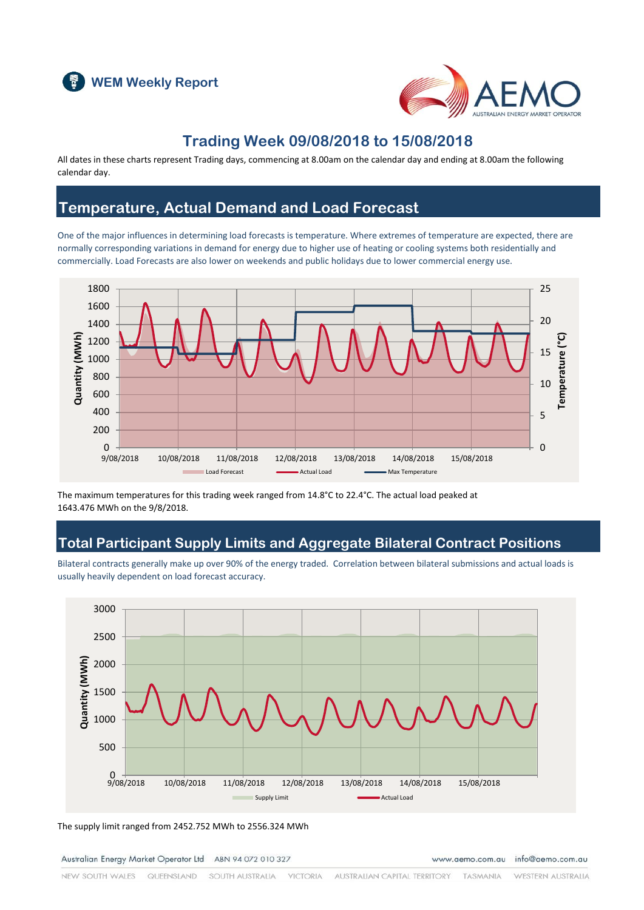# WEM Weekly Report

## Trading Week 09/08/2018 to 15/08/2018

All dates in these charts represent Trading days, commencing at 8.00am on the calendar day and ending at 8.00am the following calendar day.

## Temperature, Actual Demand and Load Forecast

One of the major influences in determining load forecasts is temperature. Where extremes of temperature are expected, there are normally corresponding variations in demand for energy due to higher use of heating or cooling systems both residentially and commercially. Load Forecasts are also lower on weekends and public holidays due to lower commercial energy use.

The maximum temperatures for this trading week ranged from 14.8°C to 22.4°C. The actual load peaked at 1643.476 MWh on the 9/8/2018.

## Total Participant Supply Limits and Aggregate Bilateral Contract Positions

Bilateral contracts generally make up over 90% of the energy traded. Correlation between bilateral submissions and actual loads is usually heavily dependent on load forecast accuracy.

The supply limit ranged from 2452.752 MWh to 2556.324 MWh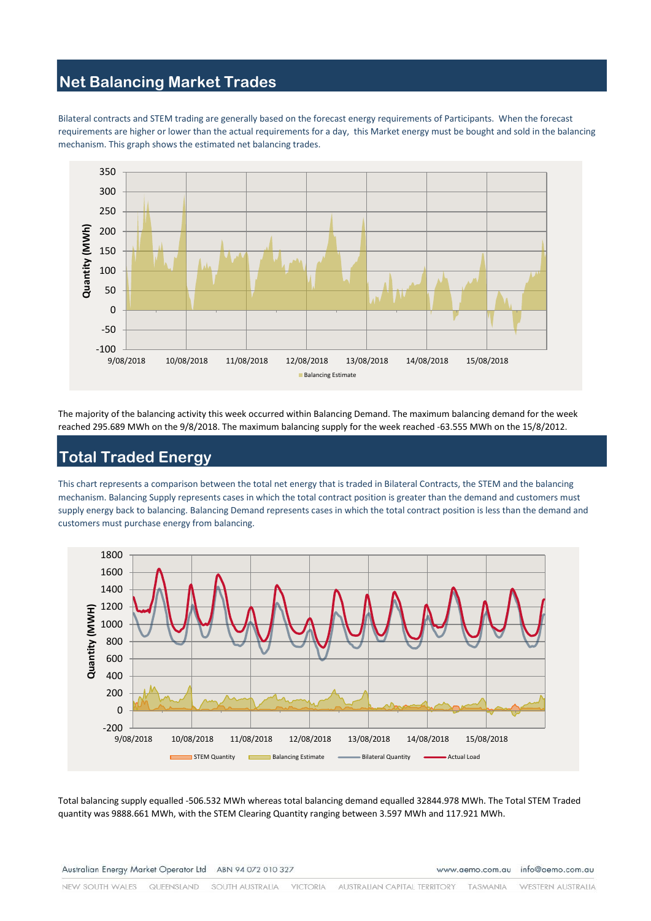## Net Balancing Market Trades

Bilateral contracts and STEM trading are generally based on the forecast energy requirements of Participants. When the forecast requirements are higher or lower than the actual requirements for a day, this Market energy must be bought and sold in the balancing mechanism. This graph shows the estimated net balancing trades.

The majority of the balancing activity this week occurred within Balancing Demand. The maximum balancing demand for the week reached 295.689 MWh on the 9/8/2018. The maximum balancing supply for the week reached -63.555 MWh on the 15/8/2012.

## Total Traded Energy

This chart represents a comparison between the total net energy that is traded in Bilateral Contracts, the STEM and the balancing mechanism. Balancing Supply represents cases in which the total contract position is greater than the demand and customers must supply energy back to balancing. Balancing Demand represents cases in which the total contract position is less than the demand and customers must purchase energy from balancing.

Total balancing supply equalled -506.532 MWh whereas total balancing demand equalled 32844.978 MWh. The Total STEM Traded quantity was 9888.661 MWh, with the STEM Clearing Quantity ranging between 3.597 MWh and 117.921 MWh.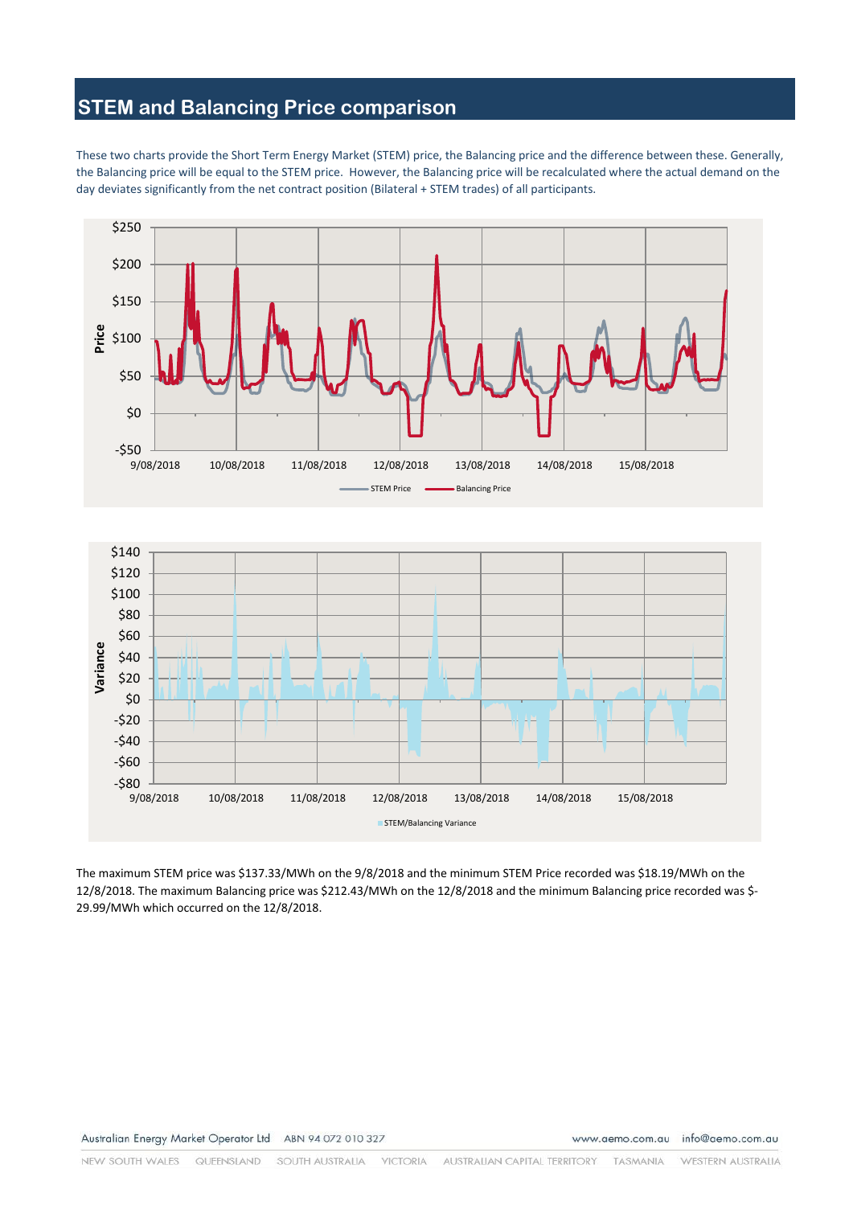## STEM and Balancing Price comparison

These two charts provide the Short Term Energy Market (STEM) price, the Balancing price and the difference between these. Generally, the Balancing price will be equal to the STEM price. However, the Balancing price will be recalculated where the actual demand on the day deviates significantly from the net contract position (Bilateral + STEM trades) of all participants.

Price

$250
$200
$150
$100
$50
$0
-$50

9/08/2018 10/08/2018 11/08/2018 12/08/2018 13/08/2018 14/08/2018 15/08/2018

STEM Price
Balancing Price

Variance

$140
$120
$100
$80
$60
$40
$20
$0
-$20
-$40
-$60
-$80

9/08/2018 10/08/2018 11/08/2018 12/08/2018 13/08/2018 14/08/2018 15/08/2018

STEM/Balancing Variance

The maximum STEM price was $137.33/MWh on the 9/8/2018 and the minimum STEM Price recorded was $18.19/MWh on the 12/8/2018. The maximum Balancing price was $212.43/MWh on the 12/8/2018 and the minimum Balancing price recorded was $-29.99/MWh which occurred on the 12/8/2018.